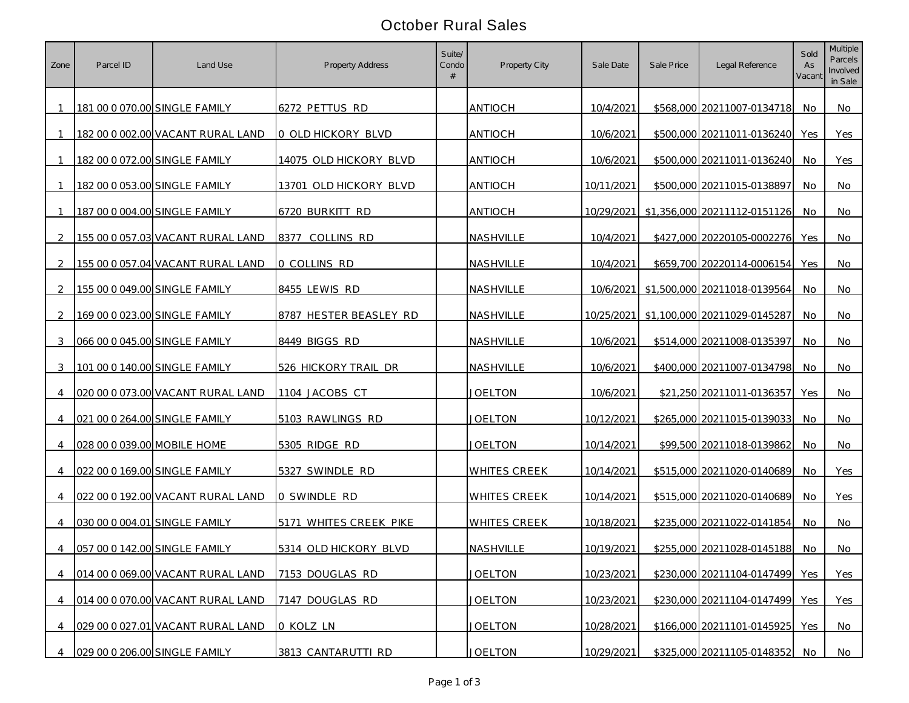# October Rural Sales

| Zone | Parcel ID | Land Use | Property Address | Suite/ Condo # | Property City | Sale Date | Sale Price | Legal Reference | Sold As Vacant | Multiple Parcels Involved in Sale |
|---|---|---|---|---|---|---|---|---|---|---|
| 1 | 181 00 0 070.00 | SINGLE FAMILY | 6272 PETTUS RD | | ANTIOCH | 10/4/2021 | $568,000 | 20211007-0134718 | No | No |
| 1 | 182 00 0 002.00 | VACANT RURAL LAND | 0 OLD HICKORY BLVD | | ANTIOCH | 10/6/2021 | $500,000 | 20211011-0136240 | Yes | Yes |
| 1 | 182 00 0 072.00 | SINGLE FAMILY | 14075 OLD HICKORY BLVD | | ANTIOCH | 10/6/2021 | $500,000 | 20211011-0136240 | No | Yes |
| 1 | 182 00 0 053.00 | SINGLE FAMILY | 13701 OLD HICKORY BLVD | | ANTIOCH | 10/11/2021 | $500,000 | 20211015-0138897 | No | No |
| 1 | 187 00 0 004.00 | SINGLE FAMILY | 6720 BURKITT RD | | ANTIOCH | 10/29/2021 | $1,356,000 | 20211112-0151126 | No | No |
| 2 | 155 00 0 057.03 | VACANT RURAL LAND | 8377 COLLINS RD | | NASHVILLE | 10/4/2021 | $427,000 | 20220105-0002276 | Yes | No |
| 2 | 155 00 0 057.04 | VACANT RURAL LAND | 0 COLLINS RD | | NASHVILLE | 10/4/2021 | $659,700 | 20220114-0006154 | Yes | No |
| 2 | 155 00 0 049.00 | SINGLE FAMILY | 8455 LEWIS RD | | NASHVILLE | 10/6/2021 | $1,500,000 | 20211018-0139564 | No | No |
| 2 | 169 00 0 023.00 | SINGLE FAMILY | 8787 HESTER BEASLEY RD | | NASHVILLE | 10/25/2021 | $1,100,000 | 20211029-0145287 | No | No |
| 3 | 066 00 0 045.00 | SINGLE FAMILY | 8449 BIGGS RD | | NASHVILLE | 10/6/2021 | $514,000 | 20211008-0135397 | No | No |
| 3 | 101 00 0 140.00 | SINGLE FAMILY | 526 HICKORY TRAIL DR | | NASHVILLE | 10/6/2021 | $400,000 | 20211007-0134798 | No | No |
| 4 | 020 00 0 073.00 | VACANT RURAL LAND | 1104 JACOBS CT | | JOELTON | 10/6/2021 | $21,250 | 20211011-0136357 | Yes | No |
| 4 | 021 00 0 264.00 | SINGLE FAMILY | 5103 RAWLINGS RD | | JOELTON | 10/12/2021 | $265,000 | 20211015-0139033 | No | No |
| 4 | 028 00 0 039.00 | MOBILE HOME | 5305 RIDGE RD | | JOELTON | 10/14/2021 | $99,500 | 20211018-0139862 | No | No |
| 4 | 022 00 0 169.00 | SINGLE FAMILY | 5327 SWINDLE RD | | WHITES CREEK | 10/14/2021 | $515,000 | 20211020-0140689 | No | Yes |
| 4 | 022 00 0 192.00 | VACANT RURAL LAND | 0 SWINDLE RD | | WHITES CREEK | 10/14/2021 | $515,000 | 20211020-0140689 | No | Yes |
| 4 | 030 00 0 004.01 | SINGLE FAMILY | 5171 WHITES CREEK PIKE | | WHITES CREEK | 10/18/2021 | $235,000 | 20211022-0141854 | No | No |
| 4 | 057 00 0 142.00 | SINGLE FAMILY | 5314 OLD HICKORY BLVD | | NASHVILLE | 10/19/2021 | $255,000 | 20211028-0145188 | No | No |
| 4 | 014 00 0 069.00 | VACANT RURAL LAND | 7153 DOUGLAS RD | | JOELTON | 10/23/2021 | $230,000 | 20211104-0147499 | Yes | Yes |
| 4 | 014 00 0 070.00 | VACANT RURAL LAND | 7147 DOUGLAS RD | | JOELTON | 10/23/2021 | $230,000 | 20211104-0147499 | Yes | Yes |
| 4 | 029 00 0 027.01 | VACANT RURAL LAND | 0 KOLZ LN | | JOELTON | 10/28/2021 | $166,000 | 20211101-0145925 | Yes | No |
| 4 | 029 00 0 206.00 | SINGLE FAMILY | 3813 CANTARUTTI RD | | JOELTON | 10/29/2021 | $325,000 | 20211105-0148352 | No | No |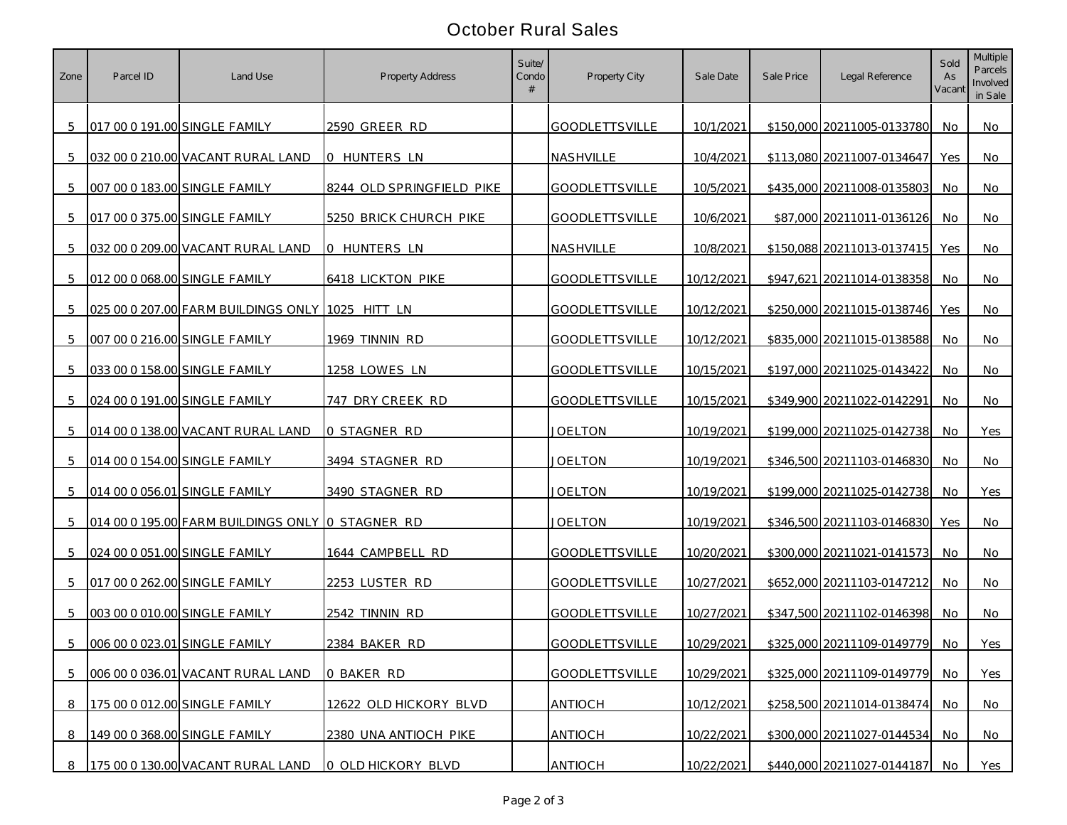# October Rural Sales

| Zone | Parcel ID | Land Use | Property Address | Suite/ Condo # | Property City | Sale Date | Sale Price | Legal Reference | Sold As Vacant | Multiple Parcels Involved in Sale |
|---|---|---|---|---|---|---|---|---|---|---|
| 5 | 017 00 0 191.00 | SINGLE FAMILY | 2590 GREER RD | | GOODLETTSVILLE | 10/1/2021 | $150,000 | 20211005-0133780 | No | No |
| 5 | 032 00 0 210.00 | VACANT RURAL LAND | 0 HUNTERS LN | | NASHVILLE | 10/4/2021 | $113,080 | 20211007-0134647 | Yes | No |
| 5 | 007 00 0 183.00 | SINGLE FAMILY | 8244 OLD SPRINGFIELD PIKE | | GOODLETTSVILLE | 10/5/2021 | $435,000 | 20211008-0135803 | No | No |
| 5 | 017 00 0 375.00 | SINGLE FAMILY | 5250 BRICK CHURCH PIKE | | GOODLETTSVILLE | 10/6/2021 | $87,000 | 20211011-0136126 | No | No |
| 5 | 032 00 0 209.00 | VACANT RURAL LAND | 0 HUNTERS LN | | NASHVILLE | 10/8/2021 | $150,088 | 20211013-0137415 | Yes | No |
| 5 | 012 00 0 068.00 | SINGLE FAMILY | 6418 LICKTON PIKE | | GOODLETTSVILLE | 10/12/2021 | $947,621 | 20211014-0138358 | No | No |
| 5 | 025 00 0 207.00 | FARM BUILDINGS ONLY | 1025 HITT LN | | GOODLETTSVILLE | 10/12/2021 | $250,000 | 20211015-0138746 | Yes | No |
| 5 | 007 00 0 216.00 | SINGLE FAMILY | 1969 TINNIN RD | | GOODLETTSVILLE | 10/12/2021 | $835,000 | 20211015-0138588 | No | No |
| 5 | 033 00 0 158.00 | SINGLE FAMILY | 1258 LOWES LN | | GOODLETTSVILLE | 10/15/2021 | $197,000 | 20211025-0143422 | No | No |
| 5 | 024 00 0 191.00 | SINGLE FAMILY | 747 DRY CREEK RD | | GOODLETTSVILLE | 10/15/2021 | $349,900 | 20211022-0142291 | No | No |
| 5 | 014 00 0 138.00 | VACANT RURAL LAND | 0 STAGNER RD | | JOELTON | 10/19/2021 | $199,000 | 20211025-0142738 | No | Yes |
| 5 | 014 00 0 154.00 | SINGLE FAMILY | 3494 STAGNER RD | | JOELTON | 10/19/2021 | $346,500 | 20211103-0146830 | No | No |
| 5 | 014 00 0 056.01 | SINGLE FAMILY | 3490 STAGNER RD | | JOELTON | 10/19/2021 | $199,000 | 20211025-0142738 | No | Yes |
| 5 | 014 00 0 195.00 | FARM BUILDINGS ONLY | 0 STAGNER RD | | JOELTON | 10/19/2021 | $346,500 | 20211103-0146830 | Yes | No |
| 5 | 024 00 0 051.00 | SINGLE FAMILY | 1644 CAMPBELL RD | | GOODLETTSVILLE | 10/20/2021 | $300,000 | 20211021-0141573 | No | No |
| 5 | 017 00 0 262.00 | SINGLE FAMILY | 2253 LUSTER RD | | GOODLETTSVILLE | 10/27/2021 | $652,000 | 20211103-0147212 | No | No |
| 5 | 003 00 0 010.00 | SINGLE FAMILY | 2542 TINNIN RD | | GOODLETTSVILLE | 10/27/2021 | $347,500 | 20211102-0146398 | No | No |
| 5 | 006 00 0 023.01 | SINGLE FAMILY | 2384 BAKER RD | | GOODLETTSVILLE | 10/29/2021 | $325,000 | 20211109-0149779 | No | Yes |
| 5 | 006 00 0 036.01 | VACANT RURAL LAND | 0 BAKER RD | | GOODLETTSVILLE | 10/29/2021 | $325,000 | 20211109-0149779 | No | Yes |
| 8 | 175 00 0 012.00 | SINGLE FAMILY | 12622 OLD HICKORY BLVD | | ANTIOCH | 10/12/2021 | $258,500 | 20211014-0138474 | No | No |
| 8 | 149 00 0 368.00 | SINGLE FAMILY | 2380 UNA ANTIOCH PIKE | | ANTIOCH | 10/22/2021 | $300,000 | 20211027-0144534 | No | No |
| 8 | 175 00 0 130.00 | VACANT RURAL LAND | 0 OLD HICKORY BLVD | | ANTIOCH | 10/22/2021 | $440,000 | 20211027-0144187 | No | Yes |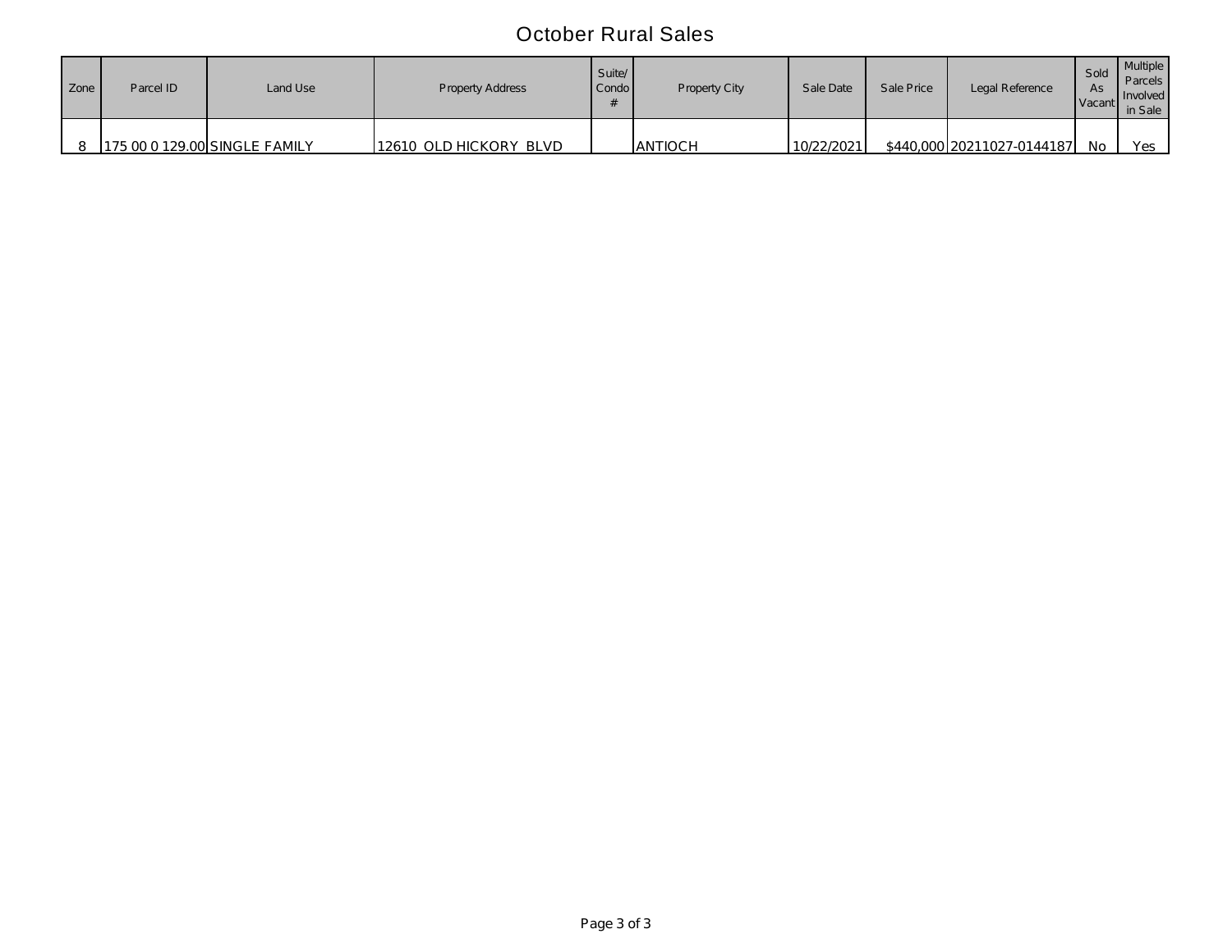# October Rural Sales

| Zone | Parcel ID | Land Use | Property Address | Suite/ Condo # | Property City | Sale Date | Sale Price | Legal Reference | Sold As Vacant | Multiple Parcels Involved in Sale |
|---|---|---|---|---|---|---|---|---|---|---|
| 8 | 175 00 0 129.00 | SINGLE FAMILY | 12610 OLD HICKORY BLVD | | ANTIOCH | 10/22/2021 | $440,000 | 20211027-0144187 | No | Yes |